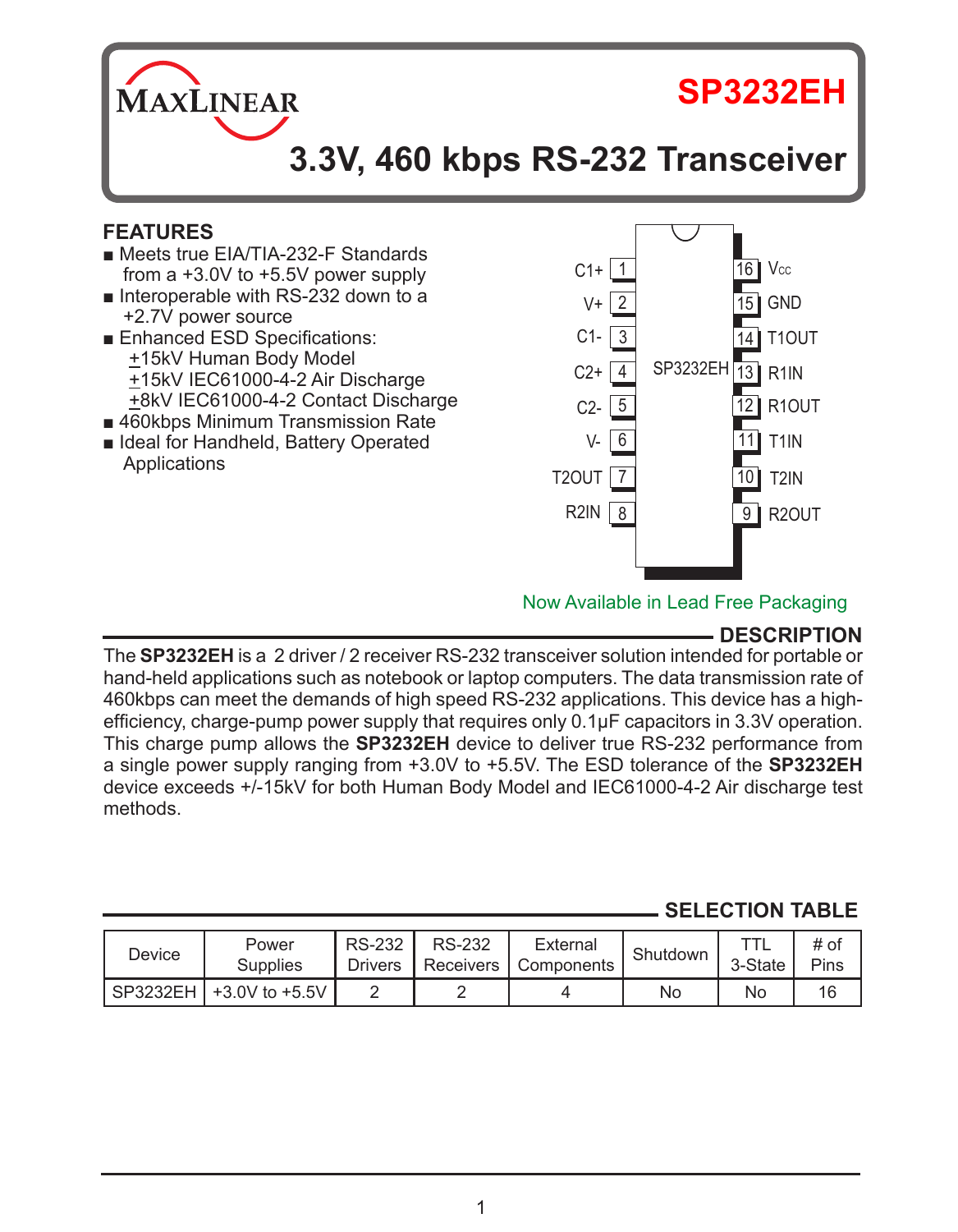# SP3232EH

## 3.3V, 460 kbps RS-232 Transceiver

### FEATURES

- Meets true EIA/TIA-232-F Standards from a +3.0V to +5.5V power supply
- Interoperable with RS-232 down to a +2.7V power source
- Enhanced ESD Specifications:
  - ±15kV Human Body Model
  - ±15kV IEC61000-4-2 Air Discharge
  - ±8kV IEC61000-4-2 Contact Discharge
- 460kbps Minimum Transmission Rate
- Ideal for Handheld, Battery Operated Applications

| Pin | Name | Pin | Name |
|---|---|---|---|
| 1 | C1+ | 16 | $V_{CC}$ |
| 2 | V+ | 15 | GND |
| 3 | C1- | 14 | T1OUT |
| 4 | C2+ | 13 | R1IN |
| 5 | C2- | 12 | R1OUT |
| 6 | V- | 11 | T1IN |
| 7 | T2OUT | 10 | T2IN |
| 8 | R2IN | 9 | R2OUT |

Now Available in Lead Free Packaging

### DESCRIPTION

The **SP3232EH** is a 2 driver / 2 receiver RS-232 transceiver solution intended for portable or hand-held applications such as notebook or laptop computers. The data transmission rate of 460kbps can meet the demands of high speed RS-232 applications. This device has a high-efficiency, charge-pump power supply that requires only 0.1µF capacitors in 3.3V operation. This charge pump allows the **SP3232EH** device to deliver true RS-232 performance from a single power supply ranging from +3.0V to +5.5V. The ESD tolerance of the **SP3232EH** device exceeds +/-15kV for both Human Body Model and IEC61000-4-2 Air discharge test methods.

### SELECTION TABLE

| Device | Power Supplies | RS-232 Drivers | RS-232 Receivers | External Components | Shutdown | TTL 3-State | # of Pins |
|---|---|---|---|---|---|---|---|
| SP3232EH | +3.0V to +5.5V | 2 | 2 | 4 | No | No | 16 |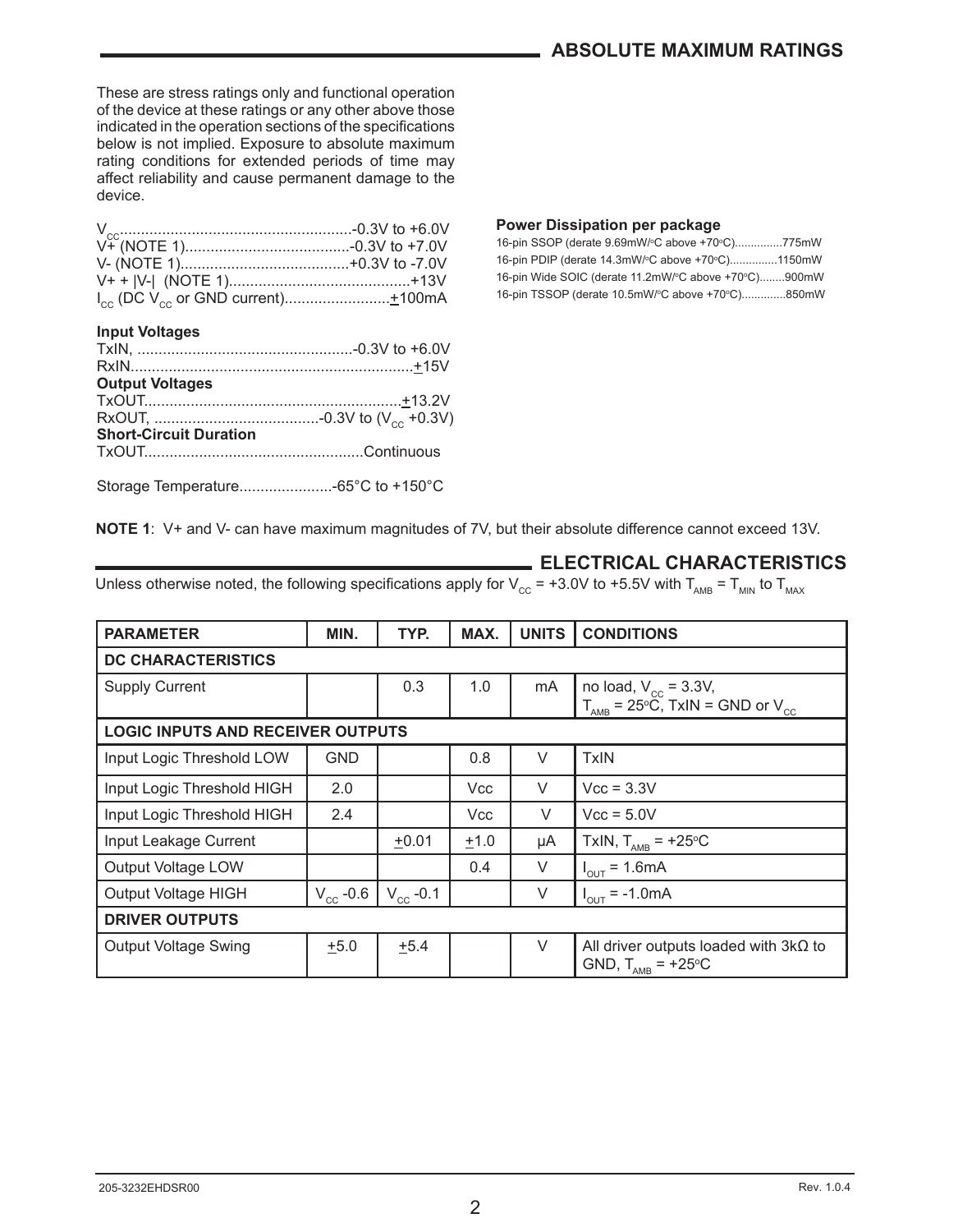## ABSOLUTE MAXIMUM RATINGS

These are stress ratings only and functional operation of the device at these ratings or any other above those indicated in the operation sections of the specifications below is not implied. Exposure to absolute maximum rating conditions for extended periods of time may affect reliability and cause permanent damage to the device.

$V_{CC}$.......................................................-0.3V to +6.0V
V+ (NOTE 1).......................................-0.3V to +7.0V
V- (NOTE 1)........................................+0.3V to -7.0V
V+ + |V-| (NOTE 1)...........................................+13V
$I_{CC}$ (DC $V_{CC}$ or GND current).........................±100mA

**Input Voltages**
TxIN, ...................................................-0.3V to +6.0V
RxIN...................................................................±15V

**Output Voltages**
TxOUT.............................................................±13.2V
RxOUT, .......................................-0.3V to ($V_{CC}$ +0.3V)

**Short-Circuit Duration**
TxOUT....................................................Continuous

Storage Temperature......................-65°C to +150°C

**Power Dissipation per package**
16-pin SSOP (derate 9.69mW/°C above +70°C)...............775mW
16-pin PDIP (derate 14.3mW/°C above +70°C)...............1150mW
16-pin Wide SOIC (derate 11.2mW/°C above +70°C)........900mW
16-pin TSSOP (derate 10.5mW/°C above +70°C).............850mW

**NOTE 1**: V+ and V- can have maximum magnitudes of 7V, but their absolute difference cannot exceed 13V.

## ELECTRICAL CHARACTERISTICS

Unless otherwise noted, the following specifications apply for $V_{CC}$ = +3.0V to +5.5V with $T_{AMB}$ = $T_{MIN}$ to $T_{MAX}$

| PARAMETER | MIN. | TYP. | MAX. | UNITS | CONDITIONS |
|---|---|---|---|---|---|
| **DC CHARACTERISTICS** | | | | | |
| Supply Current | | 0.3 | 1.0 | mA | no load, $V_{CC}$ = 3.3V, $T_{AMB}$ = 25°C, TxIN = GND or $V_{CC}$ |
| **LOGIC INPUTS AND RECEIVER OUTPUTS** | | | | | |
| Input Logic Threshold LOW | GND | | 0.8 | V | TxIN |
| Input Logic Threshold HIGH | 2.0 | | Vcc | V | Vcc = 3.3V |
| Input Logic Threshold HIGH | 2.4 | | Vcc | V | Vcc = 5.0V |
| Input Leakage Current | | ±0.01 | ±1.0 | µA | TxIN, $T_{AMB}$ = +25°C |
| Output Voltage LOW | | | 0.4 | V | $I_{OUT}$ = 1.6mA |
| Output Voltage HIGH | $V_{CC}$ -0.6 | $V_{CC}$ -0.1 | | V | $I_{OUT}$ = -1.0mA |
| **DRIVER OUTPUTS** | | | | | |
| Output Voltage Swing | ±5.0 | ±5.4 | | V | All driver outputs loaded with 3kΩ to GND, $T_{AMB}$ = +25°C |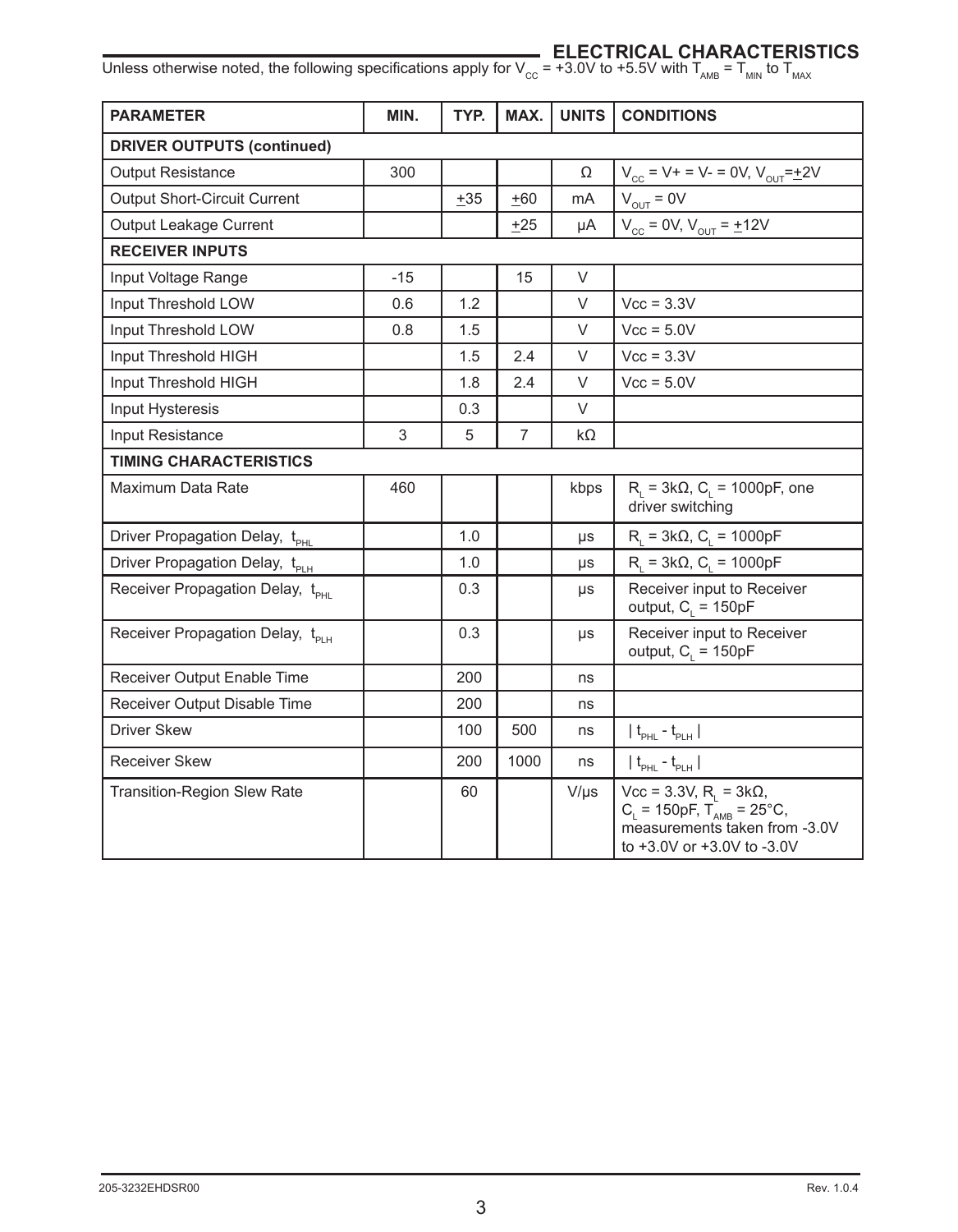## ELECTRICAL CHARACTERISTICS

Unless otherwise noted, the following specifications apply for $V_{CC}$ = +3.0V to +5.5V with $T_{AMB}$ = $T_{MIN}$ to $T_{MAX}$

| PARAMETER | MIN. | TYP. | MAX. | UNITS | CONDITIONS |
|---|---|---|---|---|---|
| **DRIVER OUTPUTS (continued)** | | | | | |
| Output Resistance | 300 | | | Ω | $V_{CC}$ = V+ = V- = 0V, $V_{OUT}$=±2V |
| Output Short-Circuit Current | | ±35 | ±60 | mA | $V_{OUT}$ = 0V |
| Output Leakage Current | | | ±25 | µA | $V_{CC}$ = 0V, $V_{OUT}$ = ±12V |
| **RECEIVER INPUTS** | | | | | |
| Input Voltage Range | -15 | | 15 | V | |
| Input Threshold LOW | 0.6 | 1.2 | | V | Vcc = 3.3V |
| Input Threshold LOW | 0.8 | 1.5 | | V | Vcc = 5.0V |
| Input Threshold HIGH | | 1.5 | 2.4 | V | Vcc = 3.3V |
| Input Threshold HIGH | | 1.8 | 2.4 | V | Vcc = 5.0V |
| Input Hysteresis | | 0.3 | | V | |
| Input Resistance | 3 | 5 | 7 | kΩ | |
| **TIMING CHARACTERISTICS** | | | | | |
| Maximum Data Rate | 460 | | | kbps | $R_L$ = 3kΩ, $C_L$ = 1000pF, one driver switching |
| Driver Propagation Delay, $t_{PHL}$ | | 1.0 | | µs | $R_L$ = 3kΩ, $C_L$ = 1000pF |
| Driver Propagation Delay, $t_{PLH}$ | | 1.0 | | µs | $R_L$ = 3kΩ, $C_L$ = 1000pF |
| Receiver Propagation Delay, $t_{PHL}$ | | 0.3 | | µs | Receiver input to Receiver output, $C_L$ = 150pF |
| Receiver Propagation Delay, $t_{PLH}$ | | 0.3 | | µs | Receiver input to Receiver output, $C_L$ = 150pF |
| Receiver Output Enable Time | | 200 | | ns | |
| Receiver Output Disable Time | | 200 | | ns | |
| Driver Skew | | 100 | 500 | ns | $\| t_{PHL} - t_{PLH} \|$ |
| Receiver Skew | | 200 | 1000 | ns | $\| t_{PHL} - t_{PLH} \|$ |
| Transition-Region Slew Rate | | 60 | | V/µs | Vcc = 3.3V, $R_L$ = 3kΩ, $C_L$ = 150pF, $T_{AMB}$ = 25°C, measurements taken from -3.0V to +3.0V or +3.0V to -3.0V |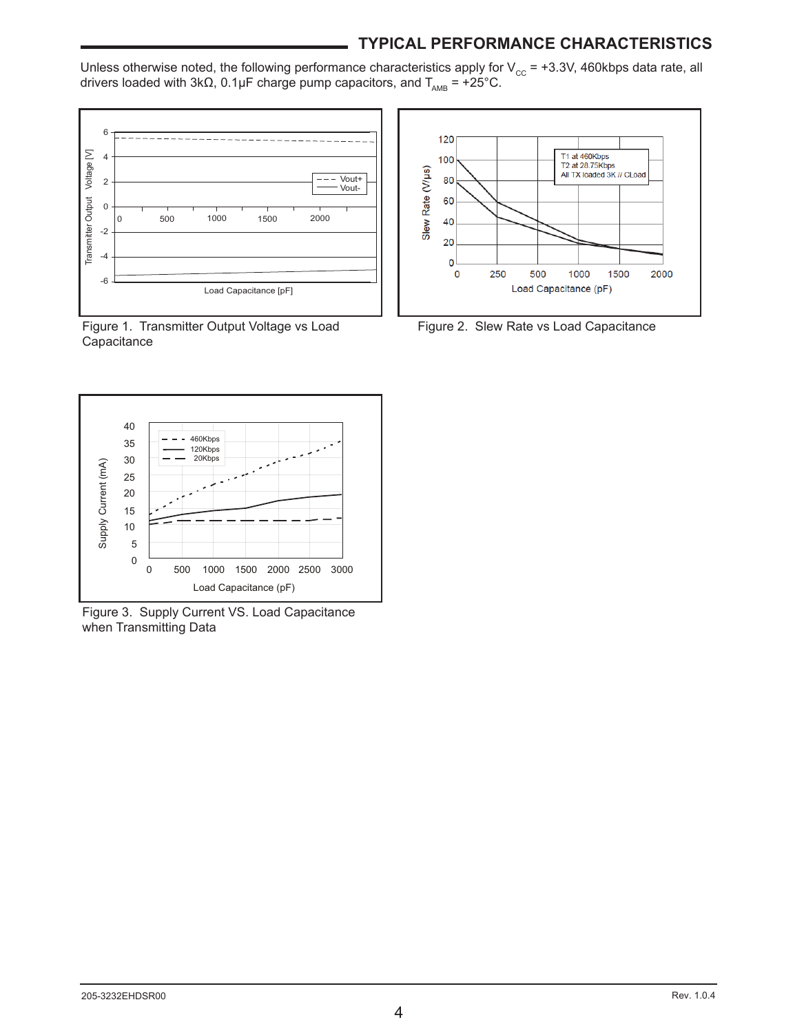## TYPICAL PERFORMANCE CHARACTERISTICS

Unless otherwise noted, the following performance characteristics apply for $V_{CC}$ = +3.3V, 460kbps data rate, all drivers loaded with 3kΩ, 0.1μF charge pump capacitors, and $T_{AMB}$ = +25°C.

Figure 1. Transmitter Output Voltage vs Load Capacitance

Figure 2. Slew Rate vs Load Capacitance

Figure 3. Supply Current VS. Load Capacitance when Transmitting Data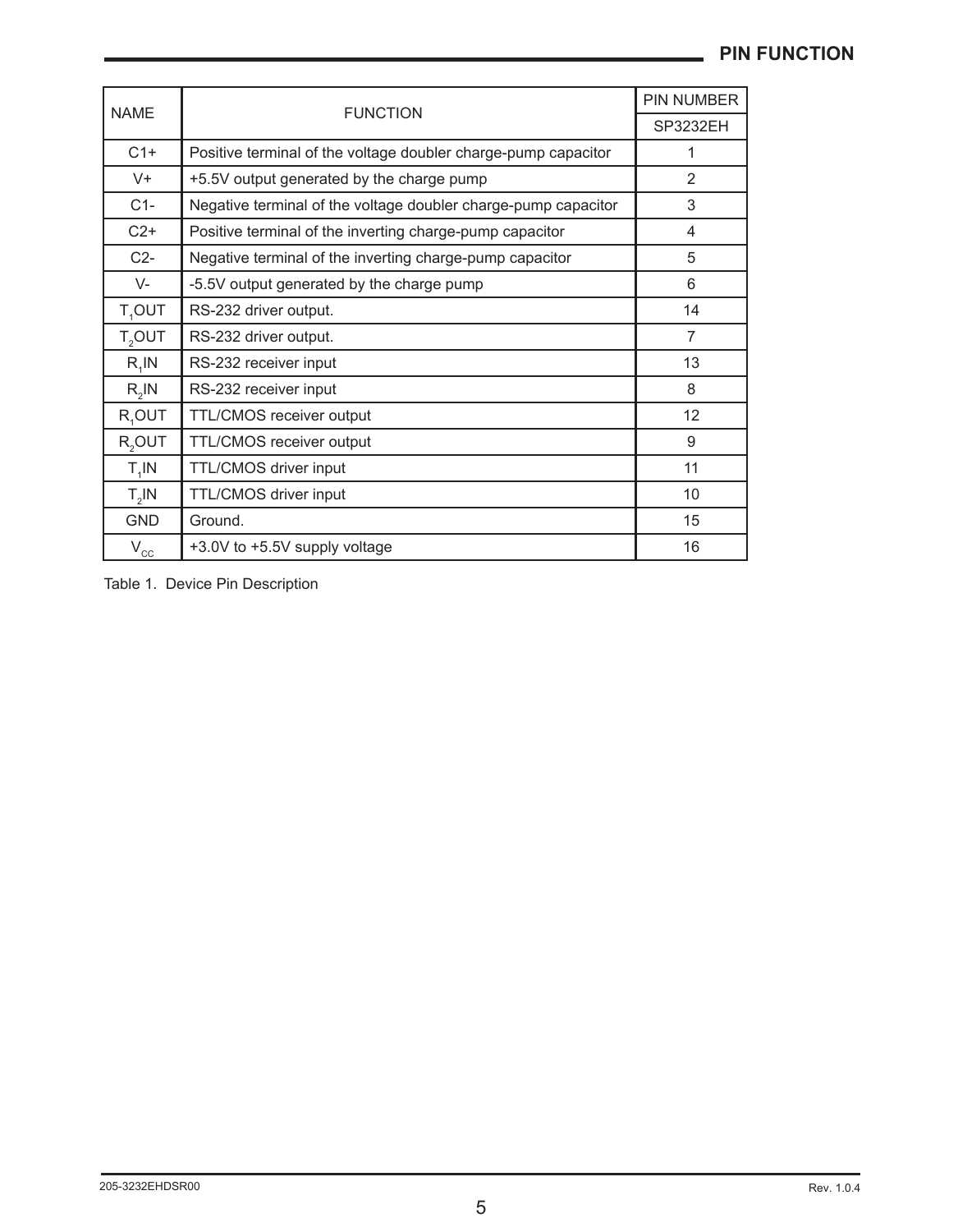## PIN FUNCTION

| NAME | FUNCTION | PIN NUMBER |
|---|---|---|
| | | SP3232EH |
| C1+ | Positive terminal of the voltage doubler charge-pump capacitor | 1 |
| V+ | +5.5V output generated by the charge pump | 2 |
| C1- | Negative terminal of the voltage doubler charge-pump capacitor | 3 |
| C2+ | Positive terminal of the inverting charge-pump capacitor | 4 |
| C2- | Negative terminal of the inverting charge-pump capacitor | 5 |
| V- | -5.5V output generated by the charge pump | 6 |
| $T_1$OUT | RS-232 driver output. | 14 |
| $T_2$OUT | RS-232 driver output. | 7 |
| $R_1$IN | RS-232 receiver input | 13 |
| $R_2$IN | RS-232 receiver input | 8 |
| $R_1$OUT | TTL/CMOS receiver output | 12 |
| $R_2$OUT | TTL/CMOS receiver output | 9 |
| $T_1$IN | TTL/CMOS driver input | 11 |
| $T_2$IN | TTL/CMOS driver input | 10 |
| GND | Ground. | 15 |
| $V_{CC}$ | +3.0V to +5.5V supply voltage | 16 |

Table 1. Device Pin Description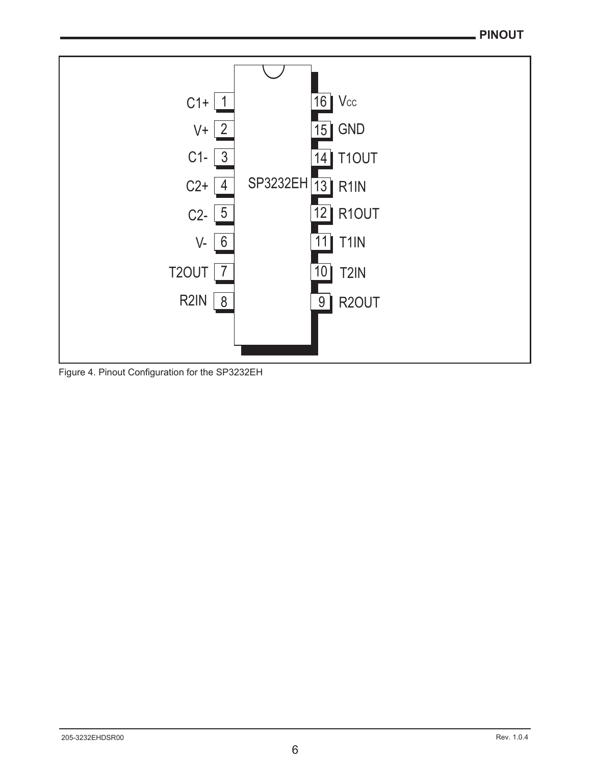## PINOUT

| Pin | Name | Pin | Name |
|---|---|---|---|
| 1 | C1+ | 16 | $V_{CC}$ |
| 2 | V+ | 15 | GND |
| 3 | C1- | 14 | T1OUT |
| 4 | C2+ | 13 | R1IN |
| 5 | C2- | 12 | R1OUT |
| 6 | V- | 11 | T1IN |
| 7 | T2OUT | 10 | T2IN |
| 8 | R2IN | 9 | R2OUT |

SP3232EH

Figure 4. Pinout Configuration for the SP3232EH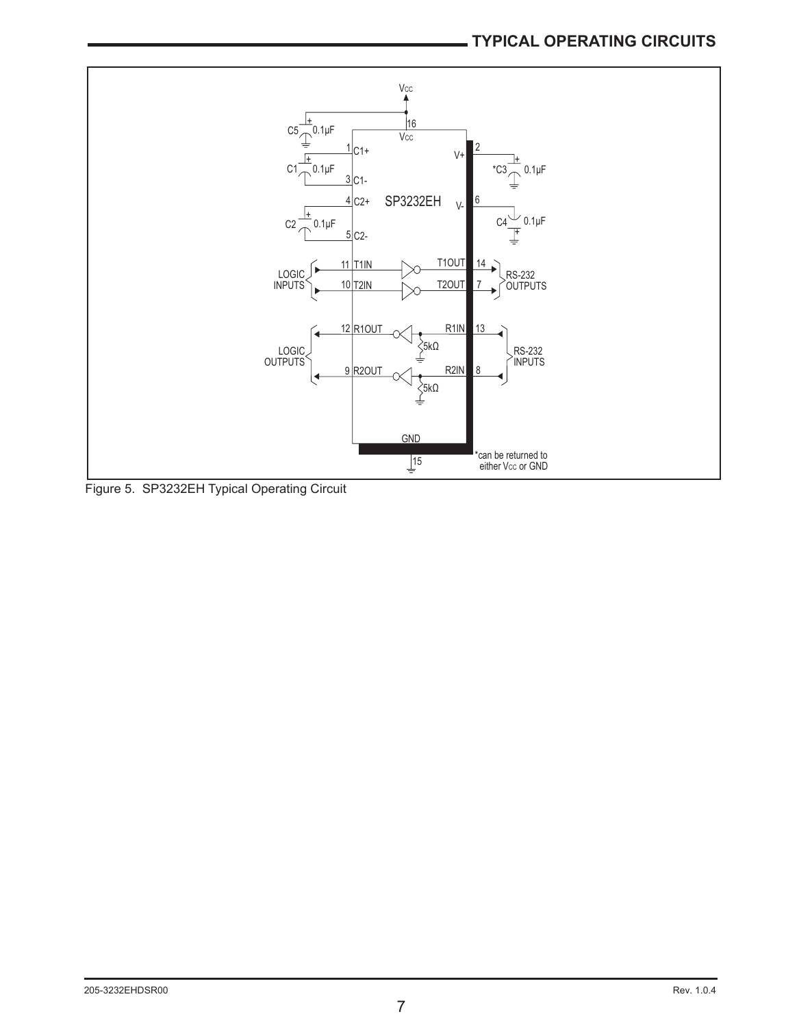## TYPICAL OPERATING CIRCUITS

Figure 5. SP3232EH Typical Operating Circuit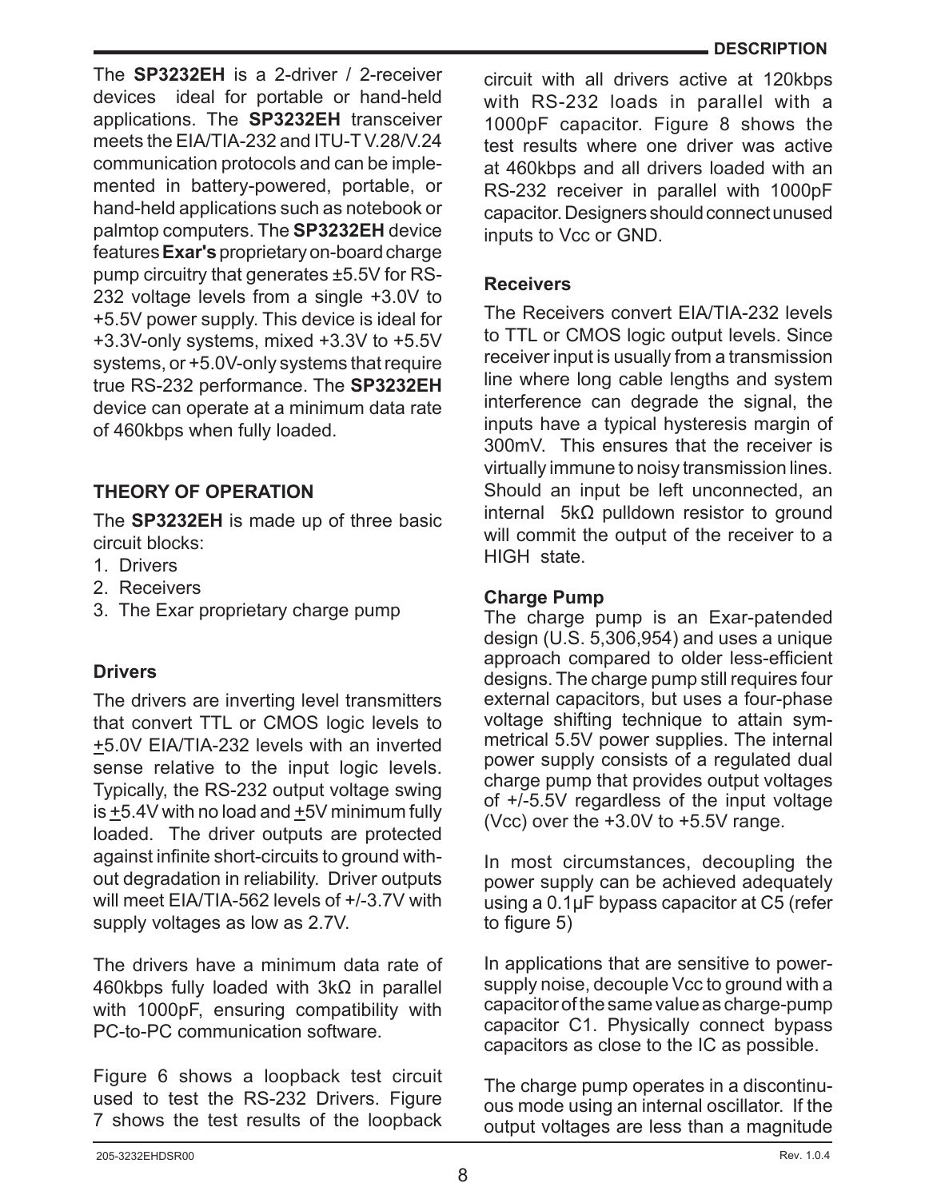The **SP3232EH** is a 2-driver / 2-receiver devices ideal for portable or hand-held applications. The **SP3232EH** transceiver meets the EIA/TIA-232 and ITU-T V.28/V.24 communication protocols and can be implemented in battery-powered, portable, or hand-held applications such as notebook or palmtop computers. The **SP3232EH** device features **Exar's** proprietary on-board charge pump circuitry that generates ±5.5V for RS-232 voltage levels from a single +3.0V to +5.5V power supply. This device is ideal for +3.3V-only systems, mixed +3.3V to +5.5V systems, or +5.0V-only systems that require true RS-232 performance. The **SP3232EH** device can operate at a minimum data rate of 460kbps when fully loaded.

## THEORY OF OPERATION

The **SP3232EH** is made up of three basic circuit blocks:

1. Drivers
2. Receivers
3. The Exar proprietary charge pump

### Drivers

The drivers are inverting level transmitters that convert TTL or CMOS logic levels to ±5.0V EIA/TIA-232 levels with an inverted sense relative to the input logic levels. Typically, the RS-232 output voltage swing is ±5.4V with no load and ±5V minimum fully loaded. The driver outputs are protected against infinite short-circuits to ground without degradation in reliability. Driver outputs will meet EIA/TIA-562 levels of +/-3.7V with supply voltages as low as 2.7V.

The drivers have a minimum data rate of 460kbps fully loaded with 3kΩ in parallel with 1000pF, ensuring compatibility with PC-to-PC communication software.

Figure 6 shows a loopback test circuit used to test the RS-232 Drivers. Figure 7 shows the test results of the loopback circuit with all drivers active at 120kbps with RS-232 loads in parallel with a 1000pF capacitor. Figure 8 shows the test results where one driver was active at 460kbps and all drivers loaded with an RS-232 receiver in parallel with 1000pF capacitor. Designers should connect unused inputs to Vcc or GND.

### Receivers

The Receivers convert EIA/TIA-232 levels to TTL or CMOS logic output levels. Since receiver input is usually from a transmission line where long cable lengths and system interference can degrade the signal, the inputs have a typical hysteresis margin of 300mV. This ensures that the receiver is virtually immune to noisy transmission lines. Should an input be left unconnected, an internal 5kΩ pulldown resistor to ground will commit the output of the receiver to a HIGH state.

### Charge Pump

The charge pump is an Exar-patended design (U.S. 5,306,954) and uses a unique approach compared to older less-efficient designs. The charge pump still requires four external capacitors, but uses a four-phase voltage shifting technique to attain symmetrical 5.5V power supplies. The internal power supply consists of a regulated dual charge pump that provides output voltages of +/-5.5V regardless of the input voltage (Vcc) over the +3.0V to +5.5V range.

In most circumstances, decoupling the power supply can be achieved adequately using a 0.1µF bypass capacitor at C5 (refer to figure 5)

In applications that are sensitive to power-supply noise, decouple Vcc to ground with a capacitor of the same value as charge-pump capacitor C1. Physically connect bypass capacitors as close to the IC as possible.

The charge pump operates in a discontinuous mode using an internal oscillator. If the output voltages are less than a magnitude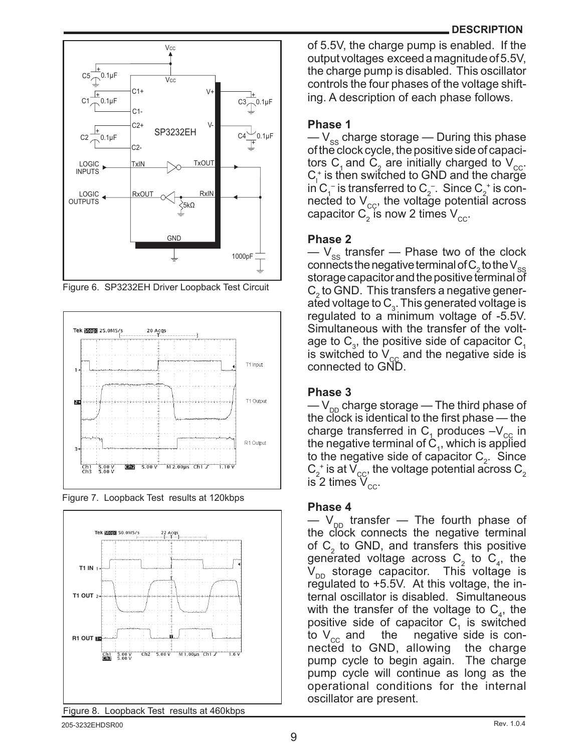Figure 6. SP3232EH Driver Loopback Test Circuit

Figure 7. Loopback Test results at 120kbps

Figure 8. Loopback Test results at 460kbps

of 5.5V, the charge pump is enabled. If the output voltages exceed a magnitude of 5.5V, the charge pump is disabled. This oscillator controls the four phases of the voltage shifting. A description of each phase follows.

### Phase 1

— $V_{SS}$ charge storage — During this phase of the clock cycle, the positive side of capacitors $C_1$ and $C_2$ are initially charged to $V_{CC}$. $C_l^+$ is then switched to GND and the charge in $C_1^-$ is transferred to $C_2^-$. Since $C_2^+$ is connected to $V_{CC}$, the voltage potential across capacitor $C_2$ is now 2 times $V_{CC}$.

### Phase 2

— $V_{SS}$ transfer — Phase two of the clock connects the negative terminal of $C_2$ to the $V_{SS}$ storage capacitor and the positive terminal of $C_2$ to GND. This transfers a negative generated voltage to $C_3$. This generated voltage is regulated to a minimum voltage of -5.5V. Simultaneous with the transfer of the voltage to $C_3$, the positive side of capacitor $C_1$ is switched to $V_{CC}$ and the negative side is connected to GND.

### Phase 3

— $V_{DD}$ charge storage — The third phase of the clock is identical to the first phase — the charge transferred in $C_1$ produces $-V_{CC}$ in the negative terminal of $C_1$, which is applied to the negative side of capacitor $C_2$. Since $C_2^+$ is at $V_{CC}$, the voltage potential across $C_2$ is 2 times $V_{CC}$.

### Phase 4

— $V_{DD}$ transfer — The fourth phase of the clock connects the negative terminal of $C_2$ to GND, and transfers this positive generated voltage across $C_2$ to $C_4$, the $V_{DD}$ storage capacitor. This voltage is regulated to +5.5V. At this voltage, the internal oscillator is disabled. Simultaneous with the transfer of the voltage to $C_4$, the positive side of capacitor $C_1$ is switched to $V_{CC}$ and the negative side is connected to GND, allowing the charge pump cycle to begin again. The charge pump cycle will continue as long as the operational conditions for the internal oscillator are present.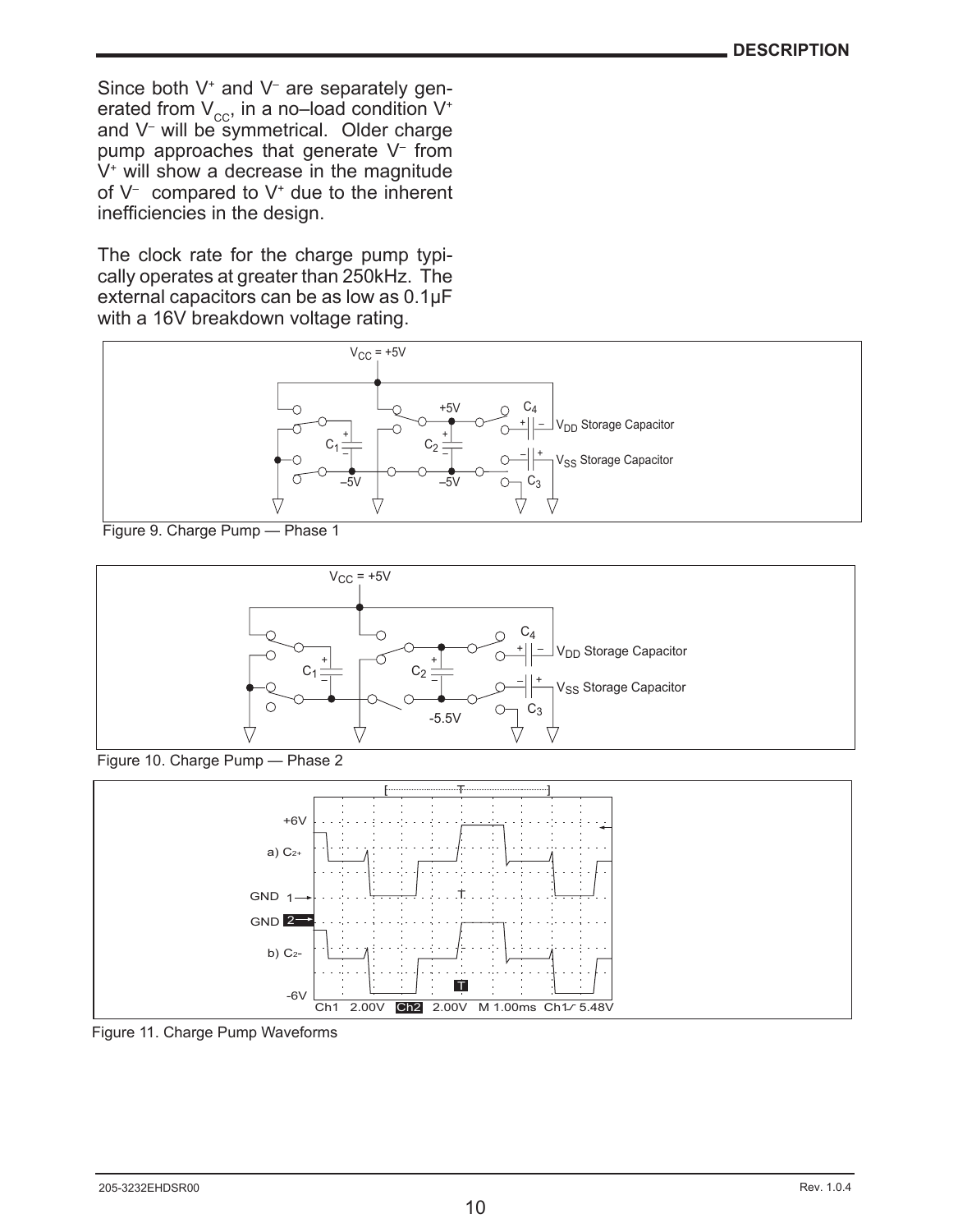Since both $V^+$ and $V^-$ are separately generated from $V_{CC}$, in a no–load condition $V^+$ and $V^-$ will be symmetrical. Older charge pump approaches that generate $V^-$ from $V^+$ will show a decrease in the magnitude of $V^-$ compared to $V^+$ due to the inherent inefficiencies in the design.

The clock rate for the charge pump typically operates at greater than 250kHz. The external capacitors can be as low as 0.1μF with a 16V breakdown voltage rating.

Figure 9. Charge Pump — Phase 1

Figure 10. Charge Pump — Phase 2

Figure 11. Charge Pump Waveforms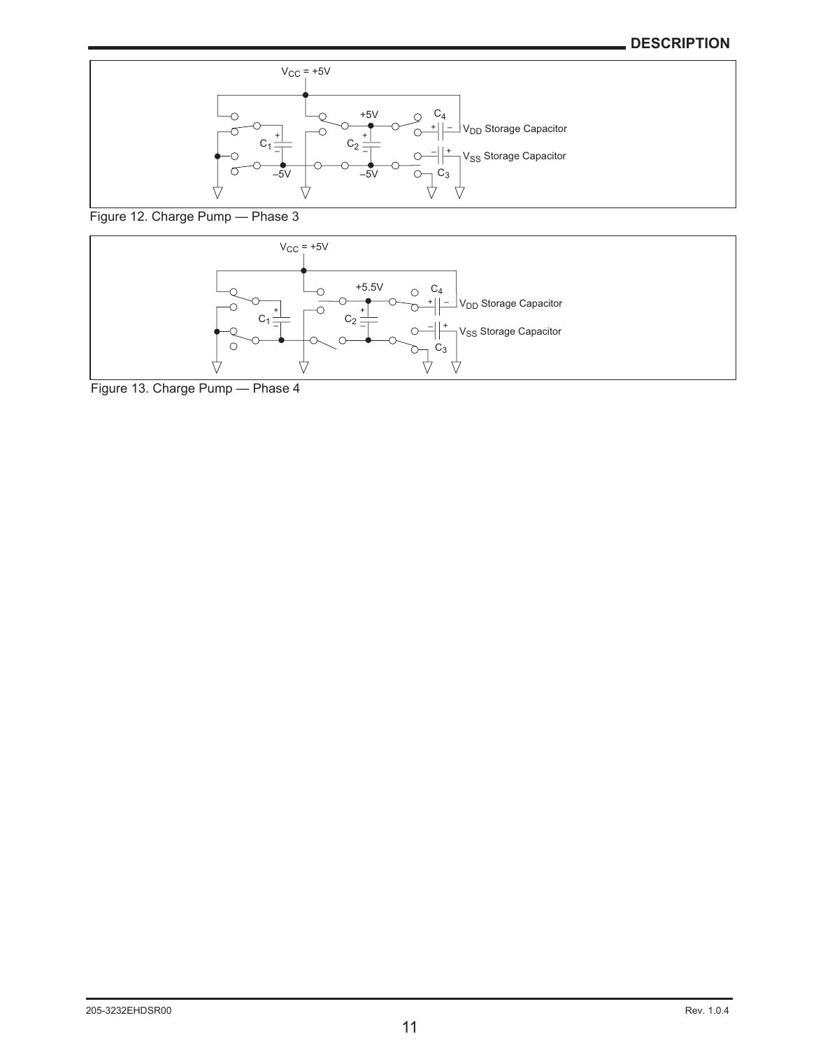$V_{CC}$ = +5V

+5V

$C_4$

$V_{DD}$ Storage Capacitor

$C_1$

$C_2$

$V_{SS}$ Storage Capacitor

–5V

–5V

$C_3$

Figure 12. Charge Pump — Phase 3

$V_{CC}$ = +5V

+5.5V

$C_4$

$V_{DD}$ Storage Capacitor

$C_1$

$C_2$

$V_{SS}$ Storage Capacitor

$C_3$

Figure 13. Charge Pump — Phase 4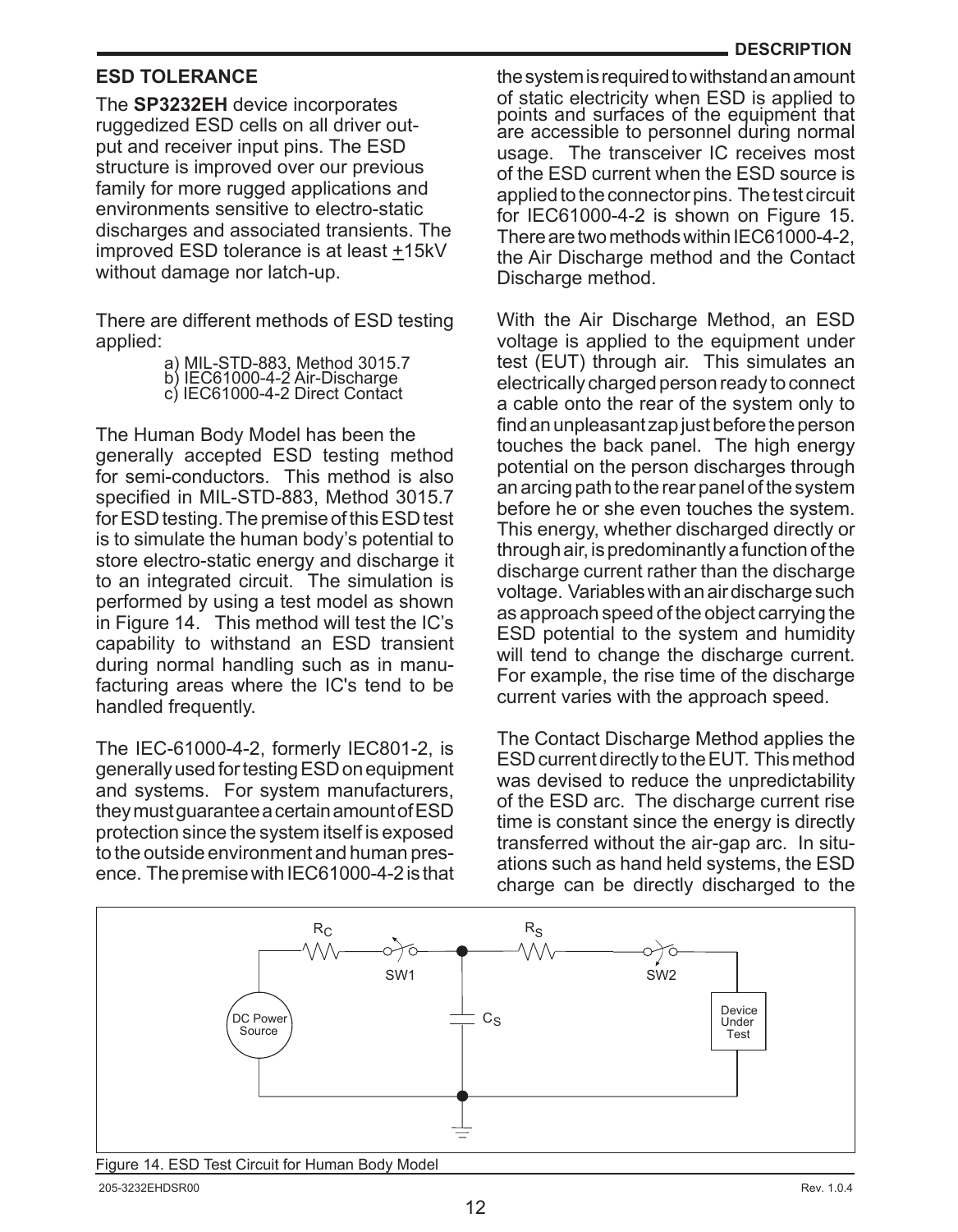## ESD TOLERANCE

The **SP3232EH** device incorporates ruggedized ESD cells on all driver output and receiver input pins. The ESD structure is improved over our previous family for more rugged applications and environments sensitive to electro-static discharges and associated transients. The improved ESD tolerance is at least ±15kV without damage nor latch-up.

There are different methods of ESD testing applied:

a) MIL-STD-883, Method 3015.7
b) IEC61000-4-2 Air-Discharge
c) IEC61000-4-2 Direct Contact

The Human Body Model has been the generally accepted ESD testing method for semi-conductors. This method is also specified in MIL-STD-883, Method 3015.7 for ESD testing. The premise of this ESD test is to simulate the human body's potential to store electro-static energy and discharge it to an integrated circuit. The simulation is performed by using a test model as shown in Figure 14. This method will test the IC's capability to withstand an ESD transient during normal handling such as in manufacturing areas where the IC's tend to be handled frequently.

The IEC-61000-4-2, formerly IEC801-2, is generally used for testing ESD on equipment and systems. For system manufacturers, they must guarantee a certain amount of ESD protection since the system itself is exposed to the outside environment and human presence. The premise with IEC61000-4-2 is that the system is required to withstand an amount of static electricity when ESD is applied to points and surfaces of the equipment that are accessible to personnel during normal usage. The transceiver IC receives most of the ESD current when the ESD source is applied to the connector pins. The test circuit for IEC61000-4-2 is shown on Figure 15. There are two methods within IEC61000-4-2, the Air Discharge method and the Contact Discharge method.

With the Air Discharge Method, an ESD voltage is applied to the equipment under test (EUT) through air. This simulates an electrically charged person ready to connect a cable onto the rear of the system only to find an unpleasant zap just before the person touches the back panel. The high energy potential on the person discharges through an arcing path to the rear panel of the system before he or she even touches the system. This energy, whether discharged directly or through air, is predominantly a function of the discharge current rather than the discharge voltage. Variables with an air discharge such as approach speed of the object carrying the ESD potential to the system and humidity will tend to change the discharge current. For example, the rise time of the discharge current varies with the approach speed.

The Contact Discharge Method applies the ESD current directly to the EUT. This method was devised to reduce the unpredictability of the ESD arc. The discharge current rise time is constant since the energy is directly transferred without the air-gap arc. In situations such as hand held systems, the ESD charge can be directly discharged to the

Figure 14. ESD Test Circuit for Human Body Model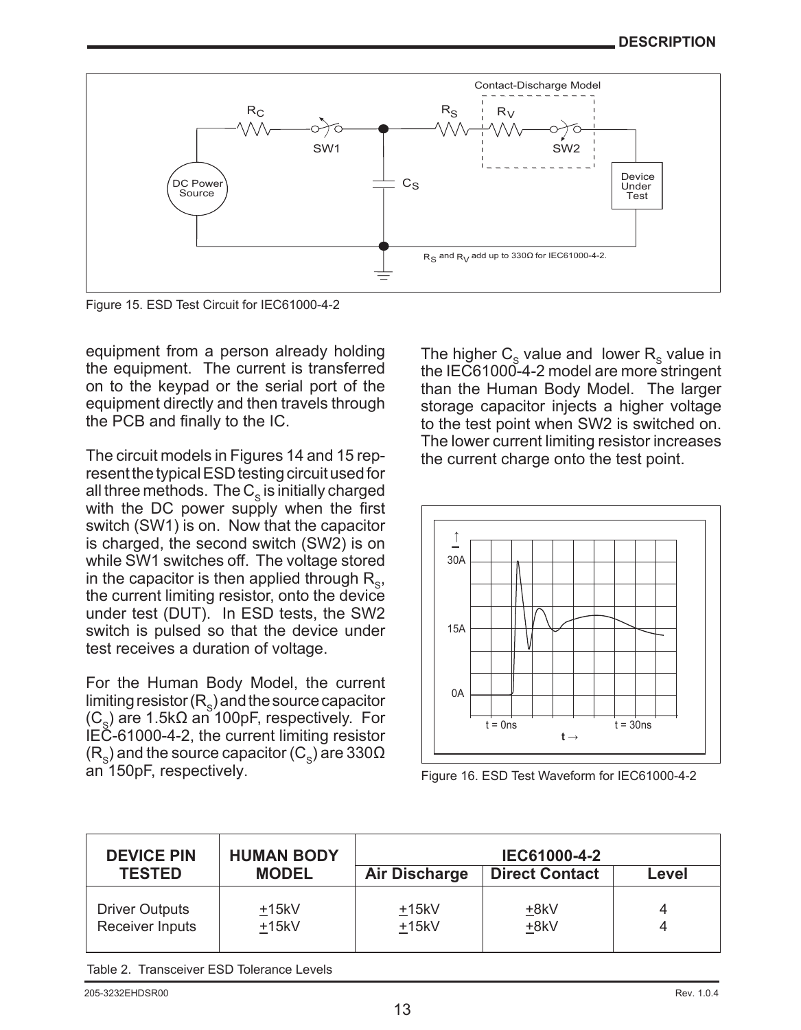Figure 15. ESD Test Circuit for IEC61000-4-2

equipment from a person already holding the equipment. The current is transferred on to the keypad or the serial port of the equipment directly and then travels through the PCB and finally to the IC.

The circuit models in Figures 14 and 15 represent the typical ESD testing circuit used for all three methods. The $C_S$ is initially charged with the DC power supply when the first switch (SW1) is on. Now that the capacitor is charged, the second switch (SW2) is on while SW1 switches off. The voltage stored in the capacitor is then applied through $R_S$, the current limiting resistor, onto the device under test (DUT). In ESD tests, the SW2 switch is pulsed so that the device under test receives a duration of voltage.

For the Human Body Model, the current limiting resistor ($R_S$) and the source capacitor ($C_S$) are 1.5kΩ an 100pF, respectively. For IEC-61000-4-2, the current limiting resistor ($R_S$) and the source capacitor ($C_S$) are 330Ω an 150pF, respectively.

The higher $C_S$ value and lower $R_S$ value in the IEC61000-4-2 model are more stringent than the Human Body Model. The larger storage capacitor injects a higher voltage to the test point when SW2 is switched on. The lower current limiting resistor increases the current charge onto the test point.

Figure 16. ESD Test Waveform for IEC61000-4-2

| DEVICE PIN TESTED | HUMAN BODY MODEL | IEC61000-4-2 | | |
|---|---|---|---|---|
| | | Air Discharge | Direct Contact | Level |
| Driver Outputs | ±15kV | ±15kV | ±8kV | 4 |
| Receiver Inputs | ±15kV | ±15kV | ±8kV | 4 |

Table 2. Transceiver ESD Tolerance Levels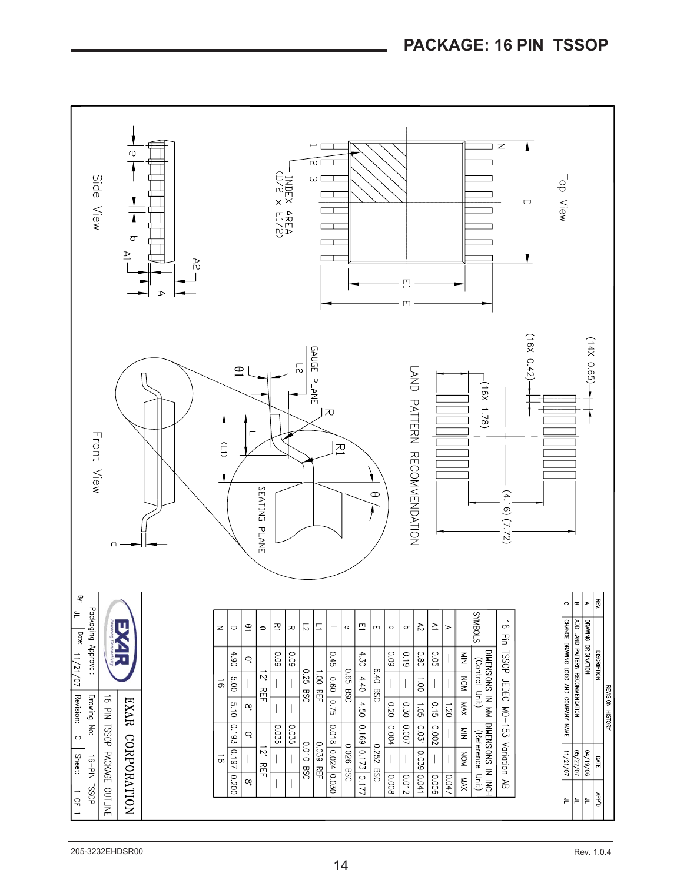## PACKAGE: 16 PIN TSSOP

Top View

Side View

Front View

INDEX AREA (D/2 x E1/2)

LAND PATTERN RECOMMENDATION

(14X 0.65)

(16X 0.42)

(16X 1.78)

(4.16) (7.72)

GAUGE PLANE

SEATING PLANE

**16 Pin TSSOP JEDEC MO-153 Variation AB**

| SYMBOLS | DIMENSIONS IN MM (Control Unit) | | | DIMENSIONS IN INCH (Reference Unit) | | |
|---|---|---|---|---|---|---|
| | MIN | NOM | MAX | MIN | NOM | MAX |
| A | — | — | 1.20 | — | — | 0.047 |
| A1 | 0.05 | — | 0.15 | 0.002 | — | 0.006 |
| A2 | 0.80 | 1.00 | 1.05 | 0.031 | 0.039 | 0.041 |
| b | 0.19 | — | 0.30 | 0.007 | — | 0.012 |
| c | 0.09 | — | 0.20 | 0.004 | — | 0.008 |
| E | | 6.40 BSC | | | 0.252 BSC | |
| E1 | 4.30 | 4.40 | 4.50 | 0.169 | 0.173 | 0.177 |
| e | | 0.65 BSC | | | 0.026 BSC | |
| L | 0.45 | 0.60 | 0.75 | 0.018 | 0.024 | 0.030 |
| L1 | | 1.00 REF | | | 0.039 REF | |
| L2 | | 0.25 BSC | | | 0.010 BSC | |
| R | 0.09 | — | — | 0.035 | — | — |
| R1 | 0.09 | — | — | 0.035 | — | — |
| θ | | 12° REF | | | 12° REF | |
| θ1 | 0° | — | 8° | 0° | — | 8° |
| D | 4.90 | 5.00 | 5.10 | 0.193 | 0.197 | 0.200 |
| N | | 16 | | | 16 | |

**REVISION HISTORY**

| REV. | DISCRIPTION | DATE | APP'D |
|---|---|---|---|
| A | DRAWING ORIGINATION | 04/19/06 | JL |
| B | ADD LAND PATTERN RECOMMENDATION | 05/22/07 | JL |
| C | CHANGE DRAWING LOGO AND COMPANY NAME | 11/21/07 | JL |

EXAR CORPORATION

16 PIN TSSOP PACKAGE OUTLINE

| Packaging Approval: | Drawing No: 16-PIN TSSOP | |
|---|---|---|
| By: JL Date: 11/21/07 | Revision: C | Sheet: 1 OF 1 |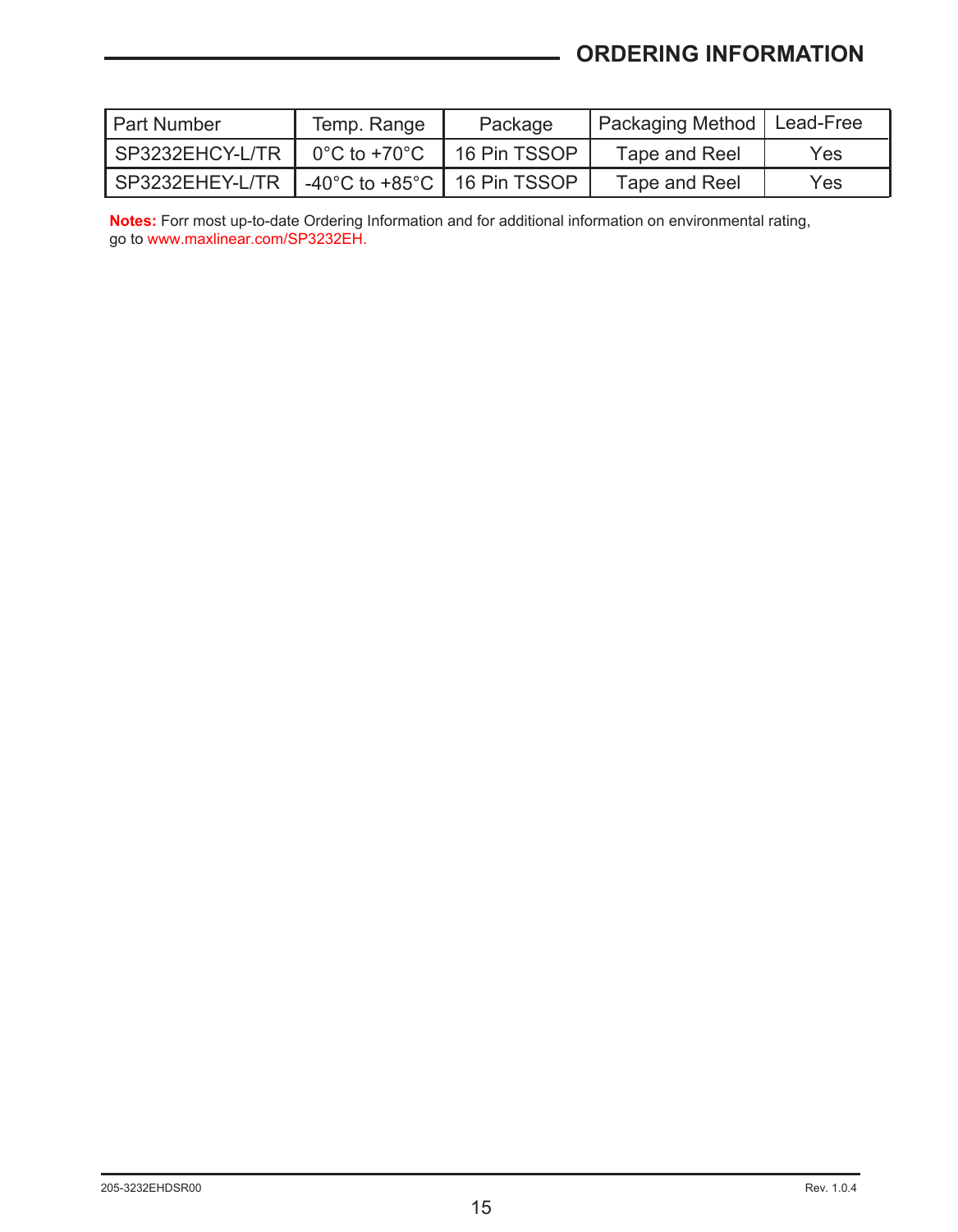## ORDERING INFORMATION

| Part Number | Temp. Range | Package | Packaging Method | Lead-Free |
|---|---|---|---|---|
| SP3232EHCY-L/TR | 0°C to +70°C | 16 Pin TSSOP | Tape and Reel | Yes |
| SP3232EHEY-L/TR | -40°C to +85°C | 16 Pin TSSOP | Tape and Reel | Yes |

**Notes:** Forr most up-to-date Ordering Information and for additional information on environmental rating, go to www.maxlinear.com/SP3232EH.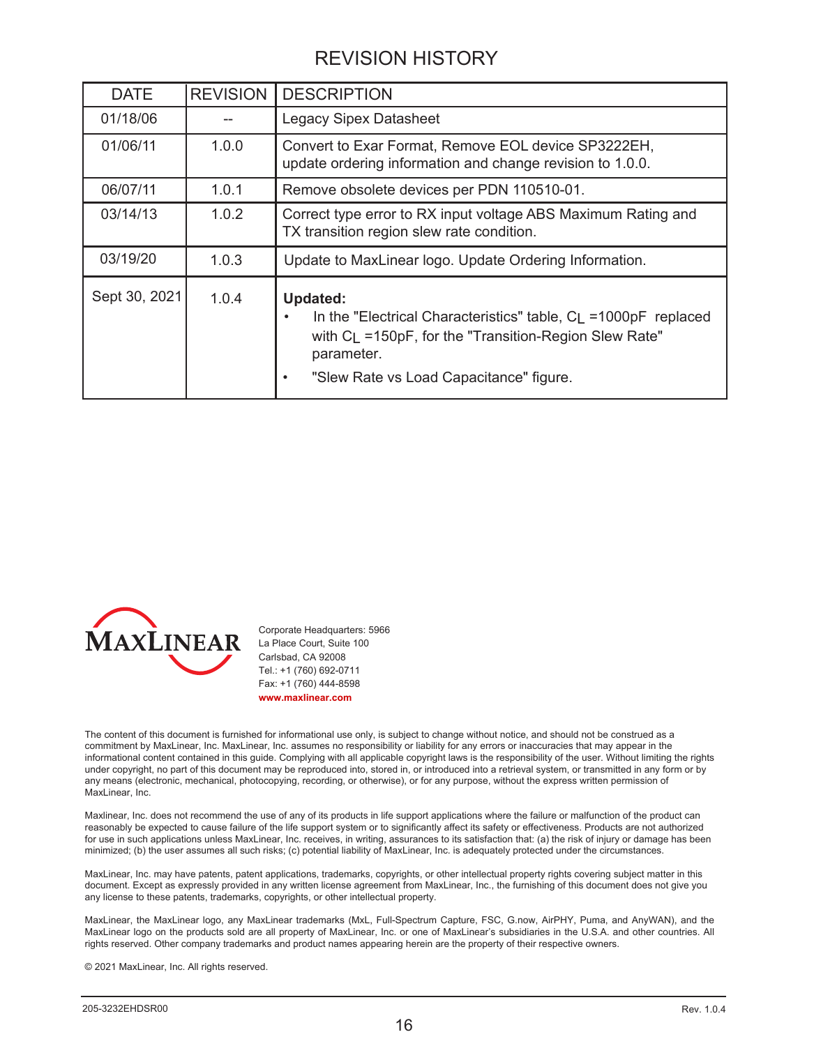# REVISION HISTORY

| DATE | REVISION | DESCRIPTION |
|---|---|---|
| 01/18/06 | -- | Legacy Sipex Datasheet |
| 01/06/11 | 1.0.0 | Convert to Exar Format, Remove EOL device SP3222EH, update ordering information and change revision to 1.0.0. |
| 06/07/11 | 1.0.1 | Remove obsolete devices per PDN 110510-01. |
| 03/14/13 | 1.0.2 | Correct type error to RX input voltage ABS Maximum Rating and TX transition region slew rate condition. |
| 03/19/20 | 1.0.3 | Update to MaxLinear logo. Update Ordering Information. |
| Sept 30, 2021 | 1.0.4 | **Updated:** <br>• In the "Electrical Characteristics" table, $C_L$ =1000pF replaced with $C_L$ =150pF, for the "Transition-Region Slew Rate" parameter. <br>• "Slew Rate vs Load Capacitance" figure. |

MAXLINEAR

Corporate Headquarters: 5966 La Place Court, Suite 100
Carlsbad, CA 92008
Tel.: +1 (760) 692-0711
Fax: +1 (760) 444-8598
**www.maxlinear.com**

The content of this document is furnished for informational use only, is subject to change without notice, and should not be construed as a commitment by MaxLinear, Inc. MaxLinear, Inc. assumes no responsibility or liability for any errors or inaccuracies that may appear in the informational content contained in this guide. Complying with all applicable copyright laws is the responsibility of the user. Without limiting the rights under copyright, no part of this document may be reproduced into, stored in, or introduced into a retrieval system, or transmitted in any form or by any means (electronic, mechanical, photocopying, recording, or otherwise), or for any purpose, without the express written permission of MaxLinear, Inc.

Maxlinear, Inc. does not recommend the use of any of its products in life support applications where the failure or malfunction of the product can reasonably be expected to cause failure of the life support system or to significantly affect its safety or effectiveness. Products are not authorized for use in such applications unless MaxLinear, Inc. receives, in writing, assurances to its satisfaction that: (a) the risk of injury or damage has been minimized; (b) the user assumes all such risks; (c) potential liability of MaxLinear, Inc. is adequately protected under the circumstances.

MaxLinear, Inc. may have patents, patent applications, trademarks, copyrights, or other intellectual property rights covering subject matter in this document. Except as expressly provided in any written license agreement from MaxLinear, Inc., the furnishing of this document does not give you any license to these patents, trademarks, copyrights, or other intellectual property.

MaxLinear, the MaxLinear logo, any MaxLinear trademarks (MxL, Full-Spectrum Capture, FSC, G.now, AirPHY, Puma, and AnyWAN), and the MaxLinear logo on the products sold are all property of MaxLinear, Inc. or one of MaxLinear's subsidiaries in the U.S.A. and other countries. All rights reserved. Other company trademarks and product names appearing herein are the property of their respective owners.

© 2021 MaxLinear, Inc. All rights reserved.